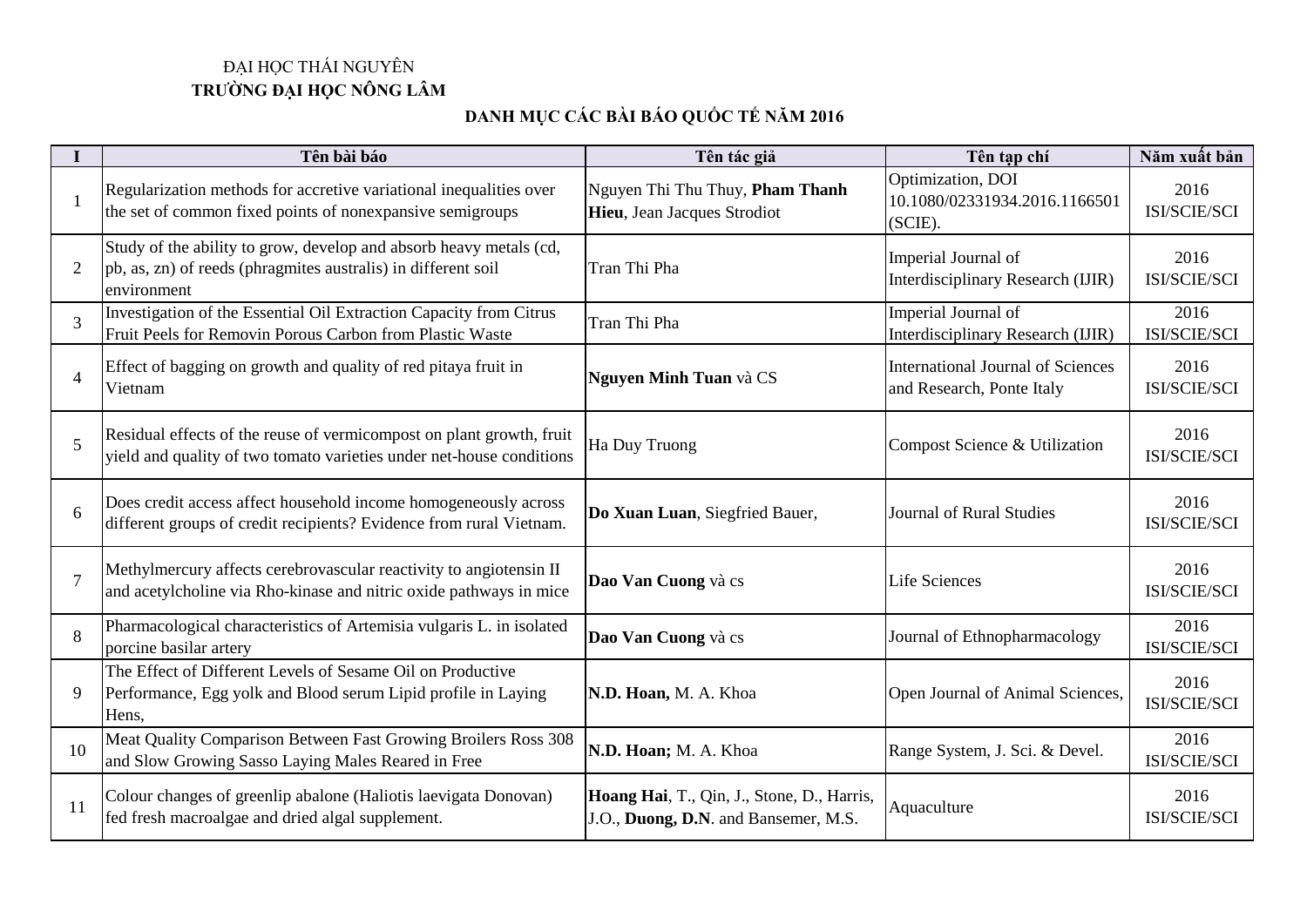ĐẠI HỌC THÁI NGUYÊN
**TRƯỜNG ĐẠI HỌC NÔNG LÂM**

## DANH MỤC CÁC BÀI BÁO QUỐC TẾ NĂM 2016

| I | Tên bài báo | Tên tác giả | Tên tạp chí | Năm xuất bản |
|---|---|---|---|---|
| 1 | Regularization methods for accretive variational inequalities over the set of common fixed points of nonexpansive semigroups | Nguyen Thi Thu Thuy, **Pham Thanh Hieu**, Jean Jacques Strodiot | Optimization, DOI 10.1080/02331934.2016.1166501 (SCIE). | 2016 ISI/SCIE/SCI |
| 2 | Study of the ability to grow, develop and absorb heavy metals (cd, pb, as, zn) of reeds (phragmites australis) in different soil environment | Tran Thi Pha | Imperial Journal of Interdisciplinary Research (IJIR) | 2016 ISI/SCIE/SCI |
| 3 | Investigation of the Essential Oil Extraction Capacity from Citrus Fruit Peels for Removin Porous Carbon from Plastic Waste | Tran Thi Pha | Imperial Journal of Interdisciplinary Research (IJIR) | 2016 ISI/SCIE/SCI |
| 4 | Effect of bagging on growth and quality of red pitaya fruit in Vietnam | **Nguyen Minh Tuan** và CS | International Journal of Sciences and Research, Ponte Italy | 2016 ISI/SCIE/SCI |
| 5 | Residual effects of the reuse of vermicompost on plant growth, fruit yield and quality of two tomato varieties under net-house conditions | Ha Duy Truong | Compost Science & Utilization | 2016 ISI/SCIE/SCI |
| 6 | Does credit access affect household income homogeneously across different groups of credit recipients? Evidence from rural Vietnam. | **Do Xuan Luan**, Siegfried Bauer, | Journal of Rural Studies | 2016 ISI/SCIE/SCI |
| 7 | Methylmercury affects cerebrovascular reactivity to angiotensin II and acetylcholine via Rho-kinase and nitric oxide pathways in mice | **Dao Van Cuong** và cs | Life Sciences | 2016 ISI/SCIE/SCI |
| 8 | Pharmacological characteristics of Artemisia vulgaris L. in isolated porcine basilar artery | **Dao Van Cuong** và cs | Journal of Ethnopharmacology | 2016 ISI/SCIE/SCI |
| 9 | The Effect of Different Levels of Sesame Oil on Productive Performance, Egg yolk and Blood serum Lipid profile in Laying Hens, | **N.D. Hoan,** M. A. Khoa | Open Journal of Animal Sciences, | 2016 ISI/SCIE/SCI |
| 10 | Meat Quality Comparison Between Fast Growing Broilers Ross 308 and Slow Growing Sasso Laying Males Reared in Free | **N.D. Hoan;** M. A. Khoa | Range System, J. Sci. & Devel. | 2016 ISI/SCIE/SCI |
| 11 | Colour changes of greenlip abalone (Haliotis laevigata Donovan) fed fresh macroalgae and dried algal supplement. | **Hoang Hai**, T., Qin, J., Stone, D., Harris, J.O., **Duong, D.N**. and Bansemer, M.S. | Aquaculture | 2016 ISI/SCIE/SCI |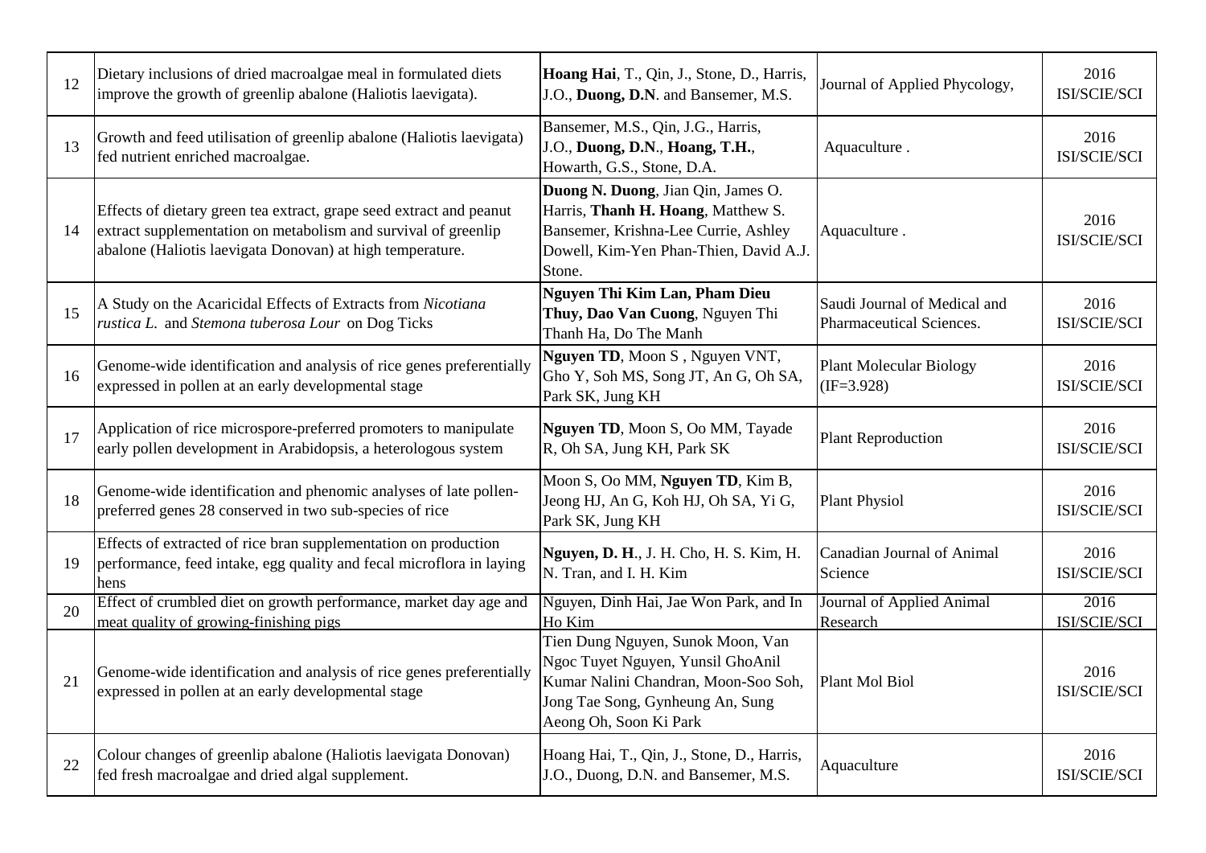| 12 | Dietary inclusions of dried macroalgae meal in formulated diets improve the growth of greenlip abalone (Haliotis laevigata). | **Hoang Hai**, T., Qin, J., Stone, D., Harris, J.O., **Duong, D.N**. and Bansemer, M.S. | Journal of Applied Phycology, | 2016 ISI/SCIE/SCI |
|---|---|---|---|---|
| 13 | Growth and feed utilisation of greenlip abalone (Haliotis laevigata) fed nutrient enriched macroalgae. | Bansemer, M.S., Qin, J.G., Harris, J.O., **Duong, D.N**., **Hoang, T.H.**, Howarth, G.S., Stone, D.A. | Aquaculture . | 2016 ISI/SCIE/SCI |
| 14 | Effects of dietary green tea extract, grape seed extract and peanut extract supplementation on metabolism and survival of greenlip abalone (Haliotis laevigata Donovan) at high temperature. | **Duong N. Duong**, Jian Qin, James O. Harris, **Thanh H. Hoang**, Matthew S. Bansemer, Krishna-Lee Currie, Ashley Dowell, Kim-Yen Phan-Thien, David A.J. Stone. | Aquaculture . | 2016 ISI/SCIE/SCI |
| 15 | A Study on the Acaricidal Effects of Extracts from *Nicotiana rustica L.* and *Stemona tuberosa Lour* on Dog Ticks | **Nguyen Thi Kim Lan, Pham Dieu Thuy, Dao Van Cuong**, Nguyen Thi Thanh Ha, Do The Manh | Saudi Journal of Medical and Pharmaceutical Sciences. | 2016 ISI/SCIE/SCI |
| 16 | Genome-wide identification and analysis of rice genes preferentially expressed in pollen at an early developmental stage | **Nguyen TD**, Moon S , Nguyen VNT, Gho Y, Soh MS, Song JT, An G, Oh SA, Park SK, Jung KH | Plant Molecular Biology (IF=3.928) | 2016 ISI/SCIE/SCI |
| 17 | Application of rice microspore-preferred promoters to manipulate early pollen development in Arabidopsis, a heterologous system | **Nguyen TD**, Moon S, Oo MM, Tayade R, Oh SA, Jung KH, Park SK | Plant Reproduction | 2016 ISI/SCIE/SCI |
| 18 | Genome-wide identification and phenomic analyses of late pollen-preferred genes 28 conserved in two sub-species of rice | Moon S, Oo MM, **Nguyen TD**, Kim B, Jeong HJ, An G, Koh HJ, Oh SA, Yi G, Park SK, Jung KH | Plant Physiol | 2016 ISI/SCIE/SCI |
| 19 | Effects of extracted of rice bran supplementation on production performance, feed intake, egg quality and fecal microflora in laying hens | **Nguyen, D. H**., J. H. Cho, H. S. Kim, H. N. Tran, and I. H. Kim | Canadian Journal of Animal Science | 2016 ISI/SCIE/SCI |
| 20 | Effect of crumbled diet on growth performance, market day age and meat quality of growing-finishing pigs | Nguyen, Dinh Hai, Jae Won Park, and In Ho Kim | Journal of Applied Animal Research | 2016 ISI/SCIE/SCI |
| 21 | Genome-wide identification and analysis of rice genes preferentially expressed in pollen at an early developmental stage | Tien Dung Nguyen, Sunok Moon, Van Ngoc Tuyet Nguyen, Yunsil GhoAnil Kumar Nalini Chandran, Moon-Soo Soh, Jong Tae Song, Gynheung An, Sung Aeong Oh, Soon Ki Park | Plant Mol Biol | 2016 ISI/SCIE/SCI |
| 22 | Colour changes of greenlip abalone (Haliotis laevigata Donovan) fed fresh macroalgae and dried algal supplement. | Hoang Hai, T., Qin, J., Stone, D., Harris, J.O., Duong, D.N. and Bansemer, M.S. | Aquaculture | 2016 ISI/SCIE/SCI |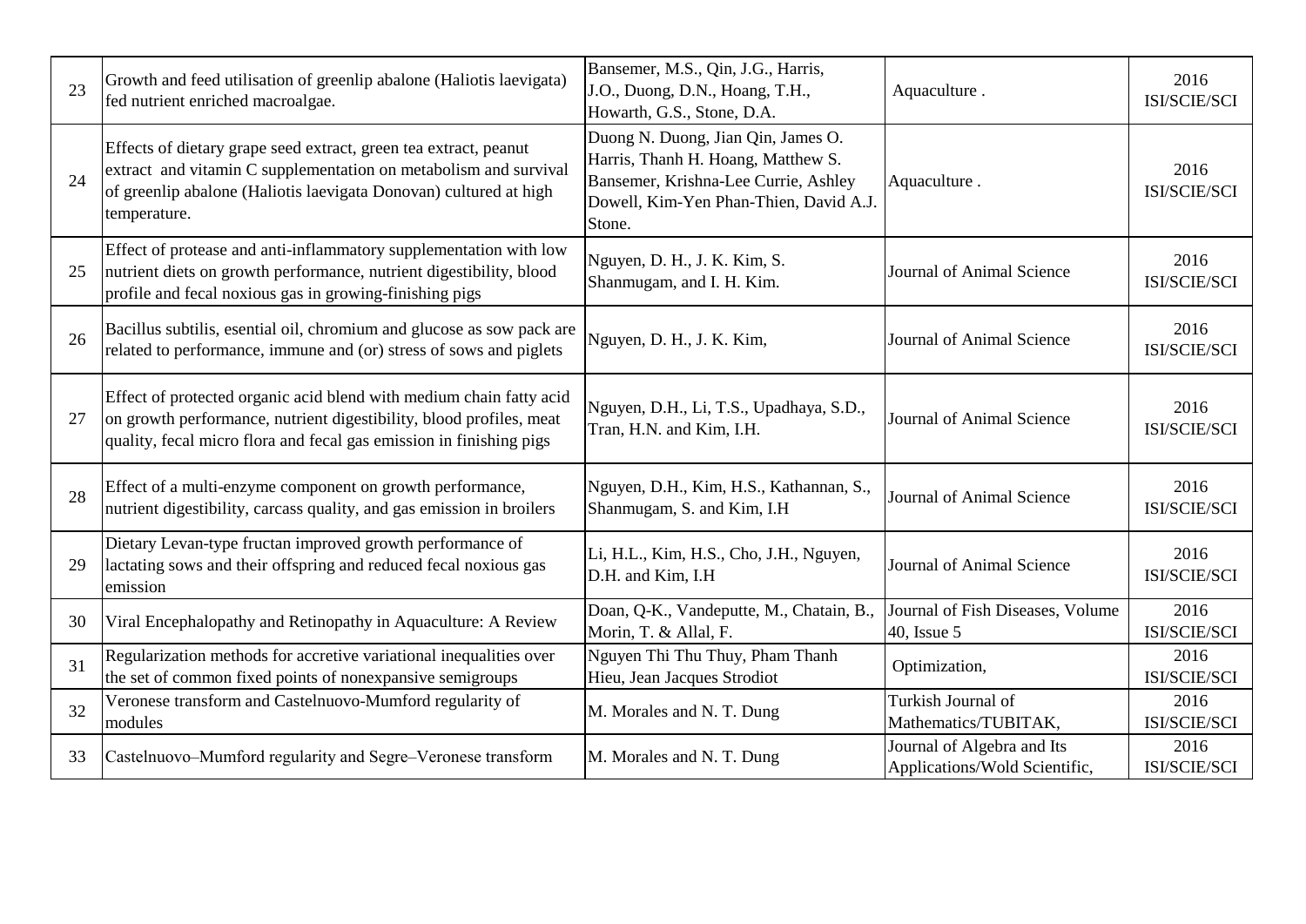| 23 | Growth and feed utilisation of greenlip abalone (Haliotis laevigata) fed nutrient enriched macroalgae. | Bansemer, M.S., Qin, J.G., Harris, J.O., Duong, D.N., Hoang, T.H., Howarth, G.S., Stone, D.A. | Aquaculture . | 2016 ISI/SCIE/SCI |
|---|---|---|---|---|
| 24 | Effects of dietary grape seed extract, green tea extract, peanut extract and vitamin C supplementation on metabolism and survival of greenlip abalone (Haliotis laevigata Donovan) cultured at high temperature. | Duong N. Duong, Jian Qin, James O. Harris, Thanh H. Hoang, Matthew S. Bansemer, Krishna-Lee Currie, Ashley Dowell, Kim-Yen Phan-Thien, David A.J. Stone. | Aquaculture . | 2016 ISI/SCIE/SCI |
| 25 | Effect of protease and anti-inflammatory supplementation with low nutrient diets on growth performance, nutrient digestibility, blood profile and fecal noxious gas in growing-finishing pigs | Nguyen, D. H., J. K. Kim, S. Shanmugam, and I. H. Kim. | Journal of Animal Science | 2016 ISI/SCIE/SCI |
| 26 | Bacillus subtilis, esential oil, chromium and glucose as sow pack are related to performance, immune and (or) stress of sows and piglets | Nguyen, D. H., J. K. Kim, | Journal of Animal Science | 2016 ISI/SCIE/SCI |
| 27 | Effect of protected organic acid blend with medium chain fatty acid on growth performance, nutrient digestibility, blood profiles, meat quality, fecal micro flora and fecal gas emission in finishing pigs | Nguyen, D.H., Li, T.S., Upadhaya, S.D., Tran, H.N. and Kim, I.H. | Journal of Animal Science | 2016 ISI/SCIE/SCI |
| 28 | Effect of a multi-enzyme component on growth performance, nutrient digestibility, carcass quality, and gas emission in broilers | Nguyen, D.H., Kim, H.S., Kathannan, S., Shanmugam, S. and Kim, I.H | Journal of Animal Science | 2016 ISI/SCIE/SCI |
| 29 | Dietary Levan-type fructan improved growth performance of lactating sows and their offspring and reduced fecal noxious gas emission | Li, H.L., Kim, H.S., Cho, J.H., Nguyen, D.H. and Kim, I.H | Journal of Animal Science | 2016 ISI/SCIE/SCI |
| 30 | Viral Encephalopathy and Retinopathy in Aquaculture: A Review | Doan, Q-K., Vandeputte, M., Chatain, B., Morin, T. & Allal, F. | Journal of Fish Diseases, Volume 40, Issue 5 | 2016 ISI/SCIE/SCI |
| 31 | Regularization methods for accretive variational inequalities over the set of common fixed points of nonexpansive semigroups | Nguyen Thi Thu Thuy, Pham Thanh Hieu, Jean Jacques Strodiot | Optimization, | 2016 ISI/SCIE/SCI |
| 32 | Veronese transform and Castelnuovo-Mumford regularity of modules | M. Morales and N. T. Dung | Turkish Journal of Mathematics/TUBITAK, | 2016 ISI/SCIE/SCI |
| 33 | Castelnuovo–Mumford regularity and Segre–Veronese transform | M. Morales and N. T. Dung | Journal of Algebra and Its Applications/Wold Scientific, | 2016 ISI/SCIE/SCI |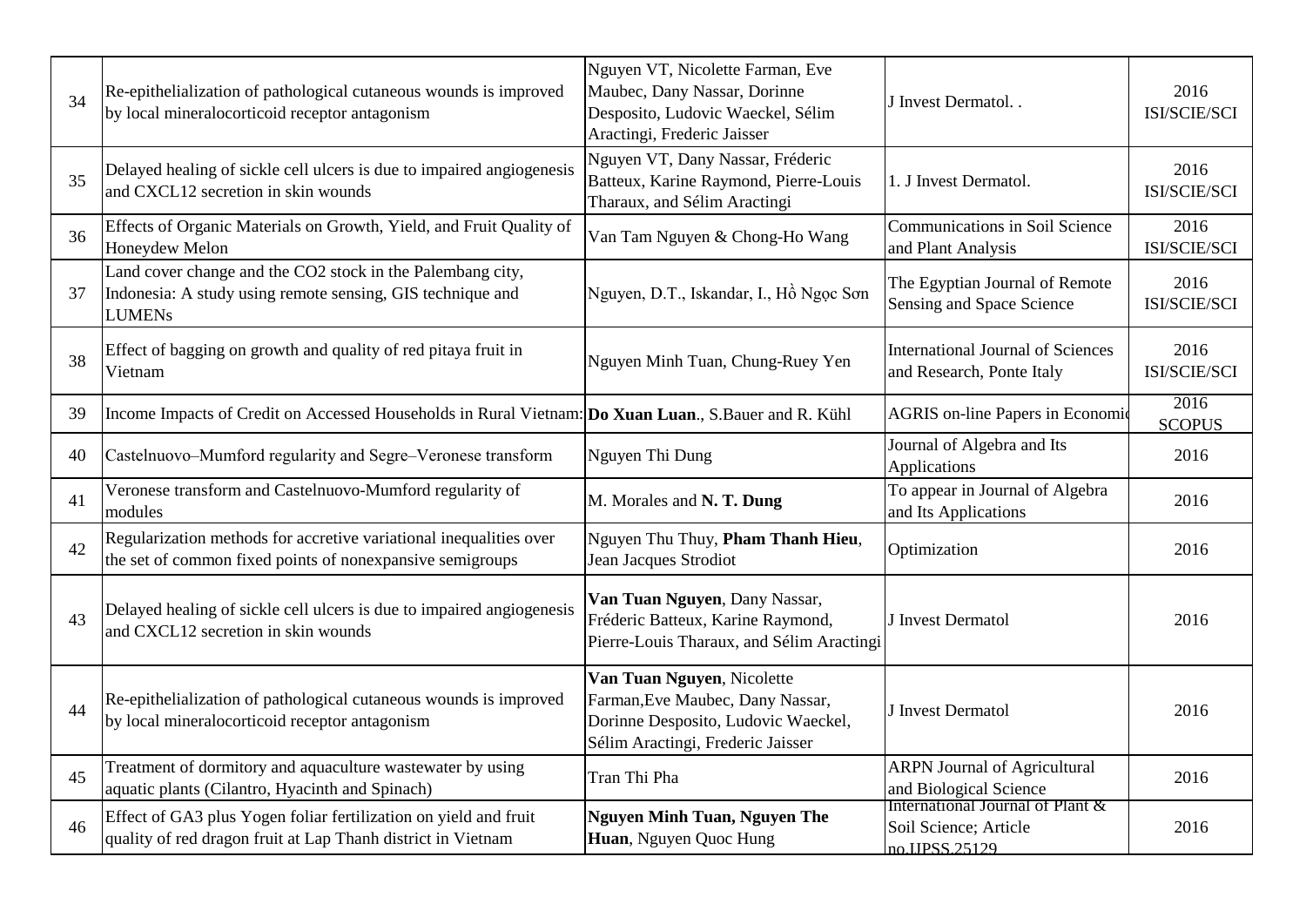| 34 | Re-epithelialization of pathological cutaneous wounds is improved by local mineralocorticoid receptor antagonism | Nguyen VT, Nicolette Farman, Eve Maubec, Dany Nassar, Dorinne Desposito, Ludovic Waeckel, Sélim Aractingi, Frederic Jaisser | J Invest Dermatol. . | 2016 ISI/SCIE/SCI |
|---|---|---|---|---|
| 35 | Delayed healing of sickle cell ulcers is due to impaired angiogenesis and CXCL12 secretion in skin wounds | Nguyen VT, Dany Nassar, Fréderic Batteux, Karine Raymond, Pierre-Louis Tharaux, and Sélim Aractingi | 1. J Invest Dermatol. | 2016 ISI/SCIE/SCI |
| 36 | Effects of Organic Materials on Growth, Yield, and Fruit Quality of Honeydew Melon | Van Tam Nguyen & Chong-Ho Wang | Communications in Soil Science and Plant Analysis | 2016 ISI/SCIE/SCI |
| 37 | Land cover change and the CO2 stock in the Palembang city, Indonesia: A study using remote sensing, GIS technique and LUMENs | Nguyen, D.T., Iskandar, I., Hồ Ngọc Sơn | The Egyptian Journal of Remote Sensing and Space Science | 2016 ISI/SCIE/SCI |
| 38 | Effect of bagging on growth and quality of red pitaya fruit in Vietnam | Nguyen Minh Tuan, Chung-Ruey Yen | International Journal of Sciences and Research, Ponte Italy | 2016 ISI/SCIE/SCI |
| 39 | Income Impacts of Credit on Accessed Households in Rural Vietnam: | **Do Xuan Luan**., S.Bauer and R. Kühl | AGRIS on-line Papers in Economic | 2016 SCOPUS |
| 40 | Castelnuovo–Mumford regularity and Segre–Veronese transform | Nguyen Thi Dung | Journal of Algebra and Its Applications | 2016 |
| 41 | Veronese transform and Castelnuovo-Mumford regularity of modules | M. Morales and **N. T. Dung** | To appear in Journal of Algebra and Its Applications | 2016 |
| 42 | Regularization methods for accretive variational inequalities over the set of common fixed points of nonexpansive semigroups | Nguyen Thu Thuy, **Pham Thanh Hieu**, Jean Jacques Strodiot | Optimization | 2016 |
| 43 | Delayed healing of sickle cell ulcers is due to impaired angiogenesis and CXCL12 secretion in skin wounds | **Van Tuan Nguyen**, Dany Nassar, Fréderic Batteux, Karine Raymond, Pierre-Louis Tharaux, and Sélim Aractingi | J Invest Dermatol | 2016 |
| 44 | Re-epithelialization of pathological cutaneous wounds is improved by local mineralocorticoid receptor antagonism | **Van Tuan Nguyen**, Nicolette Farman,Eve Maubec, Dany Nassar, Dorinne Desposito, Ludovic Waeckel, Sélim Aractingi, Frederic Jaisser | J Invest Dermatol | 2016 |
| 45 | Treatment of dormitory and aquaculture wastewater by using aquatic plants (Cilantro, Hyacinth and Spinach) | Tran Thi Pha | ARPN Journal of Agricultural and Biological Science | 2016 |
| 46 | Effect of GA3 plus Yogen foliar fertilization on yield and fruit quality of red dragon fruit at Lap Thanh district in Vietnam | **Nguyen Minh Tuan, Nguyen The Huan**, Nguyen Quoc Hung | International Journal of Plant & Soil Science; Article no.IJPSS.25129 | 2016 |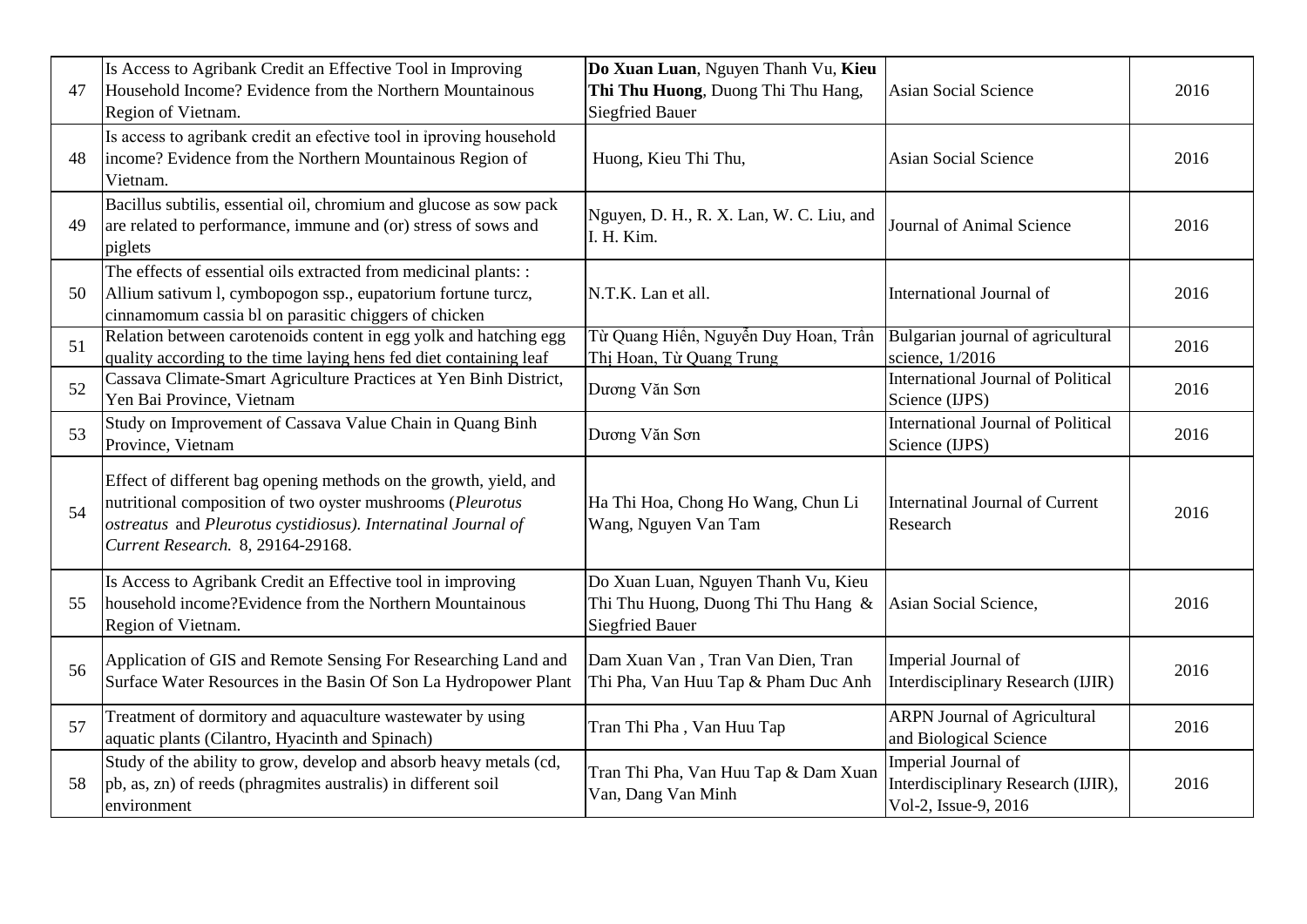| 47 | Is Access to Agribank Credit an Effective Tool in Improving Household Income? Evidence from the Northern Mountainous Region of Vietnam. | **Do Xuan Luan**, Nguyen Thanh Vu, **Kieu Thi Thu Huong**, Duong Thi Thu Hang, Siegfried Bauer | Asian Social Science | 2016 |
|---|---|---|---|---|
| 48 | Is access to agribank credit an efective tool in iproving household income? Evidence from the Northern Mountainous Region of Vietnam. | Huong, Kieu Thi Thu, | Asian Social Science | 2016 |
| 49 | Bacillus subtilis, essential oil, chromium and glucose as sow pack are related to performance, immune and (or) stress of sows and piglets | Nguyen, D. H., R. X. Lan, W. C. Liu, and I. H. Kim. | Journal of Animal Science | 2016 |
| 50 | The effects of essential oils extracted from medicinal plants: : Allium sativum l, cymbopogon ssp., eupatorium fortune turcz, cinnamomum cassia bl on parasitic chiggers of chicken | N.T.K. Lan et all. | International Journal of | 2016 |
| 51 | Relation between carotenoids content in egg yolk and hatching egg quality according to the time laying hens fed diet containing leaf | Từ Quang Hiển, Nguyễn Duy Hoan, Trần Thị Hoan, Từ Quang Trung | Bulgarian journal of agricultural science, 1/2016 | 2016 |
| 52 | Cassava Climate-Smart Agriculture Practices at Yen Binh District, Yen Bai Province, Vietnam | Dương Văn Sơn | International Journal of Political Science (IJPS) | 2016 |
| 53 | Study on Improvement of Cassava Value Chain in Quang Binh Province, Vietnam | Dương Văn Sơn | International Journal of Political Science (IJPS) | 2016 |
| 54 | Effect of different bag opening methods on the growth, yield, and nutritional composition of two oyster mushrooms (*Pleurotus ostreatus* and *Pleurotus cystidiosus). Internatinal Journal of Current Research.* 8, 29164-29168. | Ha Thi Hoa, Chong Ho Wang, Chun Li Wang, Nguyen Van Tam | Internatinal Journal of Current Research | 2016 |
| 55 | Is Access to Agribank Credit an Effective tool in improving household income?Evidence from the Northern Mountainous Region of Vietnam. | Do Xuan Luan, Nguyen Thanh Vu, Kieu Thi Thu Huong, Duong Thi Thu Hang & Siegfried Bauer | Asian Social Science, | 2016 |
| 56 | Application of GIS and Remote Sensing For Researching Land and Surface Water Resources in the Basin Of Son La Hydropower Plant | Dam Xuan Van , Tran Van Dien, Tran Thi Pha, Van Huu Tap & Pham Duc Anh | Imperial Journal of Interdisciplinary Research (IJIR) | 2016 |
| 57 | Treatment of dormitory and aquaculture wastewater by using aquatic plants (Cilantro, Hyacinth and Spinach) | Tran Thi Pha , Van Huu Tap | ARPN Journal of Agricultural and Biological Science | 2016 |
| 58 | Study of the ability to grow, develop and absorb heavy metals (cd, pb, as, zn) of reeds (phragmites australis) in different soil environment | Tran Thi Pha, Van Huu Tap & Dam Xuan Van, Dang Van Minh | Imperial Journal of Interdisciplinary Research (IJIR), Vol-2, Issue-9, 2016 | 2016 |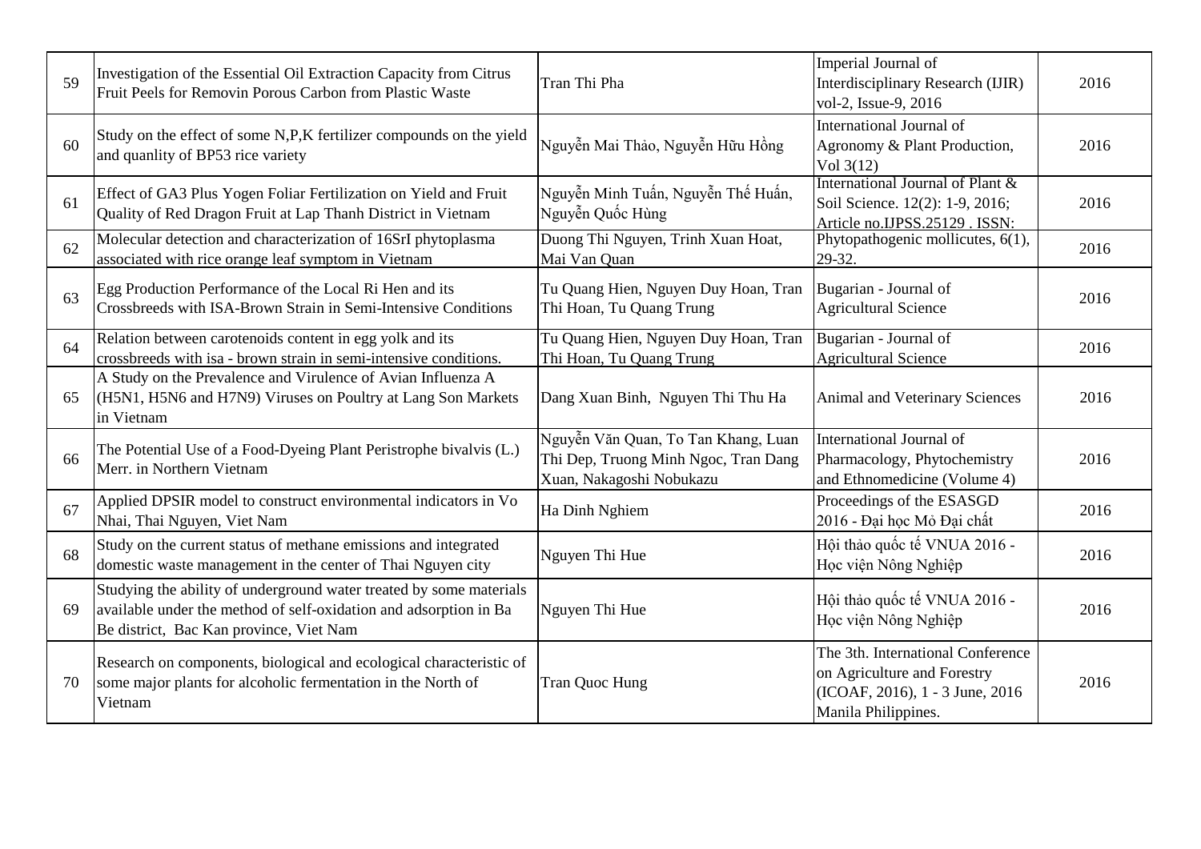| 59 | Investigation of the Essential Oil Extraction Capacity from Citrus Fruit Peels for Removin Porous Carbon from Plastic Waste | Tran Thi Pha | Imperial Journal of Interdisciplinary Research (IJIR) vol-2, Issue-9, 2016 | 2016 |
|---|---|---|---|---|
| 60 | Study on the effect of some N,P,K fertilizer compounds on the yield and quanlity of BP53 rice variety | Nguyễn Mai Thảo, Nguyễn Hữu Hồng | International Journal of Agronomy & Plant Production, Vol 3(12) | 2016 |
| 61 | Effect of GA3 Plus Yogen Foliar Fertilization on Yield and Fruit Quality of Red Dragon Fruit at Lap Thanh District in Vietnam | Nguyễn Minh Tuấn, Nguyễn Thế Huấn, Nguyễn Quốc Hùng | International Journal of Plant & Soil Science. 12(2): 1-9, 2016; Article no.IJPSS.25129 . ISSN: | 2016 |
| 62 | Molecular detection and characterization of 16SrI phytoplasma associated with rice orange leaf symptom in Vietnam | Duong Thi Nguyen, Trinh Xuan Hoat, Mai Van Quan | Phytopathogenic mollicutes, 6(1), 29-32. | 2016 |
| 63 | Egg Production Performance of the Local Ri Hen and its Crossbreeds with ISA-Brown Strain in Semi-Intensive Conditions | Tu Quang Hien, Nguyen Duy Hoan, Tran Thi Hoan, Tu Quang Trung | Bugarian - Journal of Agricultural Science | 2016 |
| 64 | Relation between carotenoids content in egg yolk and its crossbreeds with isa - brown strain in semi-intensive conditions. | Tu Quang Hien, Nguyen Duy Hoan, Tran Thi Hoan, Tu Quang Trung | Bugarian - Journal of Agricultural Science | 2016 |
| 65 | A Study on the Prevalence and Virulence of Avian Influenza A (H5N1, H5N6 and H7N9) Viruses on Poultry at Lang Son Markets in Vietnam | Dang Xuan Binh, Nguyen Thi Thu Ha | Animal and Veterinary Sciences | 2016 |
| 66 | The Potential Use of a Food-Dyeing Plant Peristrophe bivalvis (L.) Merr. in Northern Vietnam | Nguyễn Văn Quan, To Tan Khang, Luan Thi Dep, Truong Minh Ngoc, Tran Dang Xuan, Nakagoshi Nobukazu | International Journal of Pharmacology, Phytochemistry and Ethnomedicine (Volume 4) | 2016 |
| 67 | Applied DPSIR model to construct environmental indicators in Vo Nhai, Thai Nguyen, Viet Nam | Ha Dinh Nghiem | Proceedings of the ESASGD 2016 - Đại học Mỏ Đại chất | 2016 |
| 68 | Study on the current status of methane emissions and integrated domestic waste management in the center of Thai Nguyen city | Nguyen Thi Hue | Hội thảo quốc tế VNUA 2016 - Học viện Nông Nghiệp | 2016 |
| 69 | Studying the ability of underground water treated by some materials available under the method of self-oxidation and adsorption in Ba Be district, Bac Kan province, Viet Nam | Nguyen Thi Hue | Hội thảo quốc tế VNUA 2016 - Học viện Nông Nghiệp | 2016 |
| 70 | Research on components, biological and ecological characteristic of some major plants for alcoholic fermentation in the North of Vietnam | Tran Quoc Hung | The 3th. International Conference on Agriculture and Forestry (ICOAF, 2016), 1 - 3 June, 2016 Manila Philippines. | 2016 |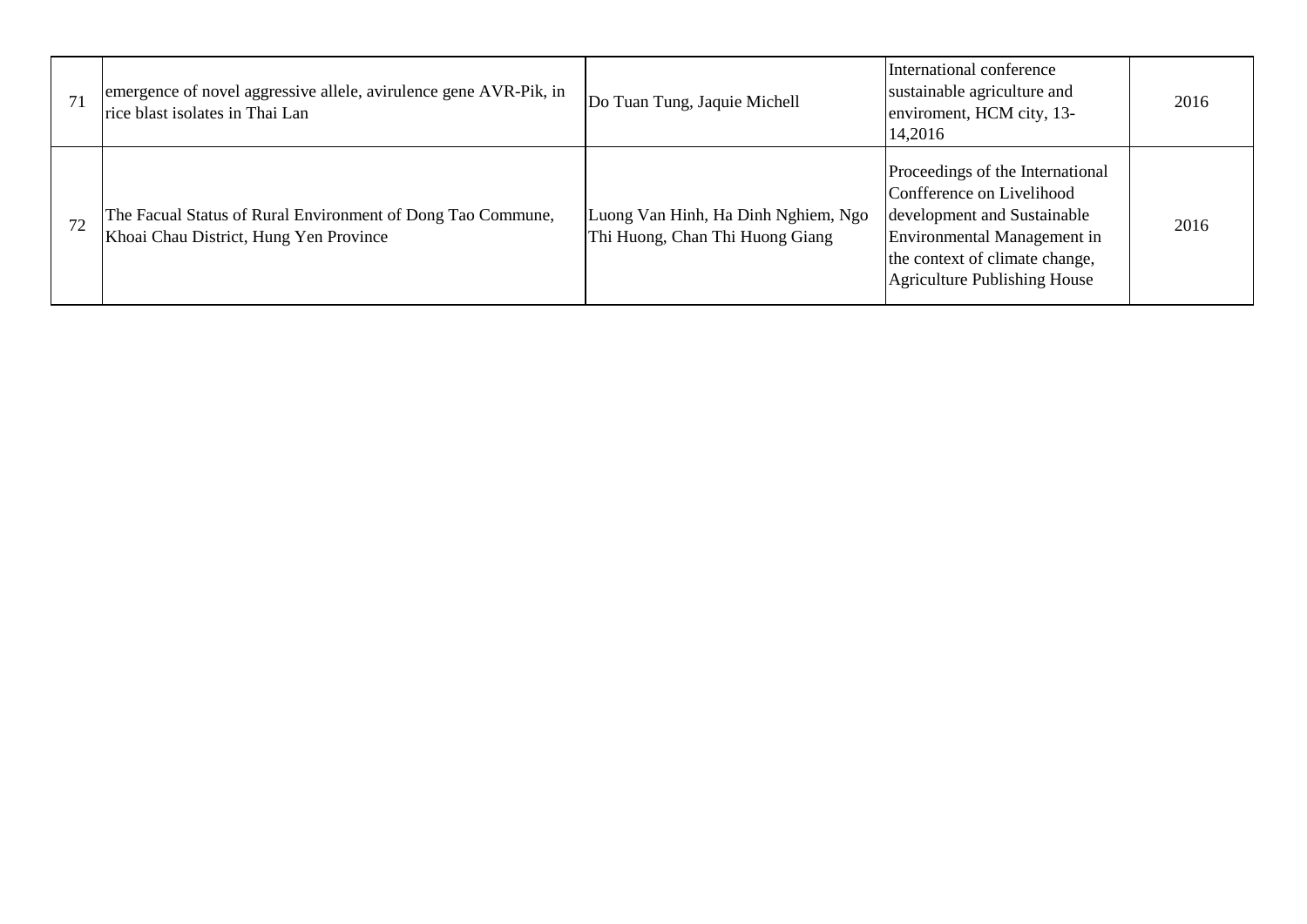| | | | | |
|---|---|---|---|---|
| 71 | emergence of novel aggressive allele, avirulence gene AVR-Pik, in rice blast isolates in Thai Lan | Do Tuan Tung, Jaquie Michell | International conference sustainable agriculture and enviroment, HCM city, 13-14,2016 | 2016 |
| 72 | The Facual Status of Rural Environment of Dong Tao Commune, Khoai Chau District, Hung Yen Province | Luong Van Hinh, Ha Dinh Nghiem, Ngo Thi Huong, Chan Thi Huong Giang | Proceedings of the International Confference on Livelihood development and Sustainable Environmental Management in the context of climate change, Agriculture Publishing House | 2016 |